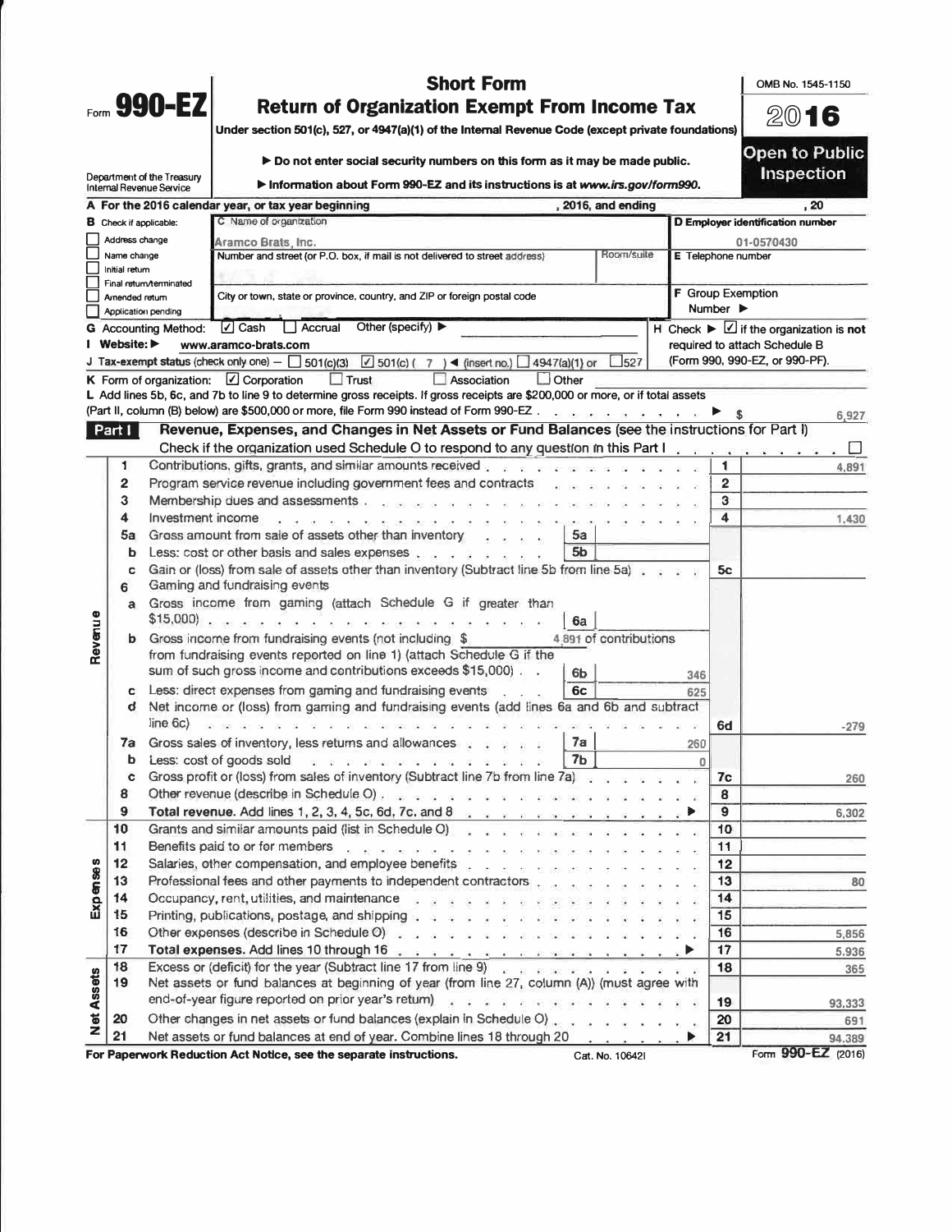# Form 990-EZ

## Short Form
## Return of Organization Exempt From Income Tax

Under section 501(c), 527, or 4947(a)(1) of the Internal Revenue Code (except private foundations)

▶ Do not enter social security numbers on this form as it may be made public.

▶ Information about Form 990-EZ and its instructions is at www.irs.gov/form990.

Department of the Treasury
Internal Revenue Service

OMB No. 1545-1150

2016

**Open to Public Inspection**

**A** For the 2016 calendar year, or tax year beginning , 2016, and ending , 20

**B** Check if applicable:
- ☐ Address change
- ☐ Name change
- ☐ Initial return
- ☐ Final return/terminated
- ☐ Amended return
- ☐ Application pending

**C** Name of organization: Aramco Brats, Inc.

Number and street (or P.O. box, if mail is not delivered to street address) | Room/suite

City or town, state or province, country, and ZIP or foreign postal code

**D** Employer identification number: 01-0570430

**E** Telephone number

**F** Group Exemption Number ▶

**G** Accounting Method: ☑ Cash ☐ Accrual Other (specify) ▶

**H** Check ▶ ☑ if the organization is **not** required to attach Schedule B (Form 990, 990-EZ, or 990-PF).

**I** Website: ▶ www.aramco-brats.com

**J** Tax-exempt status (check only one) — ☐ 501(c)(3) ☑ 501(c) ( 7 ) ◀ (insert no.) ☐ 4947(a)(1) or ☐ 527

**K** Form of organization: ☑ Corporation ☐ Trust ☐ Association ☐ Other

**L** Add lines 5b, 6c, and 7b to line 9 to determine gross receipts. If gross receipts are $200,000 or more, or if total assets (Part II, column (B) below) are $500,000 or more, file Form 990 instead of Form 990-EZ . . . ▶ $ 6,927

## Part I — Revenue, Expenses, and Changes in Net Assets or Fund Balances (see the instructions for Part I)

Check if the organization used Schedule O to respond to any question in this Part I . . . ☐

| Section | Line | Description | Sub-line | Sub-amount | Line | Amount |
|---|---|---|---|---|---|---|
| Revenue | 1 | Contributions, gifts, grants, and similar amounts received | | | 1 | 4,891 |
| | 2 | Program service revenue including government fees and contracts | | | 2 | |
| | 3 | Membership dues and assessments | | | 3 | |
| | 4 | Investment income | | | 4 | 1,430 |
| | 5a | Gross amount from sale of assets other than inventory | 5a | | | |
| | b | Less: cost or other basis and sales expenses | 5b | | | |
| | c | Gain or (loss) from sale of assets other than inventory (Subtract line 5b from line 5a) | | | 5c | |
| | 6 | Gaming and fundraising events | | | | |
| | a | Gross income from gaming (attach Schedule G if greater than $15,000) | 6a | | | |
| | b | Gross income from fundraising events (not including $ 4,891 of contributions from fundraising events reported on line 1) (attach Schedule G if the sum of such gross income and contributions exceeds $15,000) | 6b | 346 | | |
| | c | Less: direct expenses from gaming and fundraising events | 6c | 625 | | |
| | d | Net income or (loss) from gaming and fundraising events (add lines 6a and 6b and subtract line 6c) | | | 6d | -279 |
| | 7a | Gross sales of inventory, less returns and allowances | 7a | 260 | | |
| | b | Less: cost of goods sold | 7b | 0 | | |
| | c | Gross profit or (loss) from sales of inventory (Subtract line 7b from line 7a) | | | 7c | 260 |
| | 8 | Other revenue (describe in Schedule O) | | | 8 | |
| | 9 | **Total revenue.** Add lines 1, 2, 3, 4, 5c, 6d, 7c, and 8 ▶ | | | 9 | 6,302 |
| Expenses | 10 | Grants and similar amounts paid (list in Schedule O) | | | 10 | |
| | 11 | Benefits paid to or for members | | | 11 | |
| | 12 | Salaries, other compensation, and employee benefits | | | 12 | |
| | 13 | Professional fees and other payments to independent contractors | | | 13 | 80 |
| | 14 | Occupancy, rent, utilities, and maintenance | | | 14 | |
| | 15 | Printing, publications, postage, and shipping | | | 15 | |
| | 16 | Other expenses (describe in Schedule O) | | | 16 | 5,856 |
| | 17 | **Total expenses.** Add lines 10 through 16 ▶ | | | 17 | 5,936 |
| Net Assets | 18 | Excess or (deficit) for the year (Subtract line 17 from line 9) | | | 18 | 365 |
| | 19 | Net assets or fund balances at beginning of year (from line 27, column (A)) (must agree with end-of-year figure reported on prior year's return) | | | 19 | 93,333 |
| | 20 | Other changes in net assets or fund balances (explain in Schedule O) | | | 20 | 691 |
| | 21 | Net assets or fund balances at end of year. Combine lines 18 through 20 ▶ | | | 21 | 94,389 |

**For Paperwork Reduction Act Notice, see the separate instructions.** Cat. No. 10642I Form **990-EZ** (2016)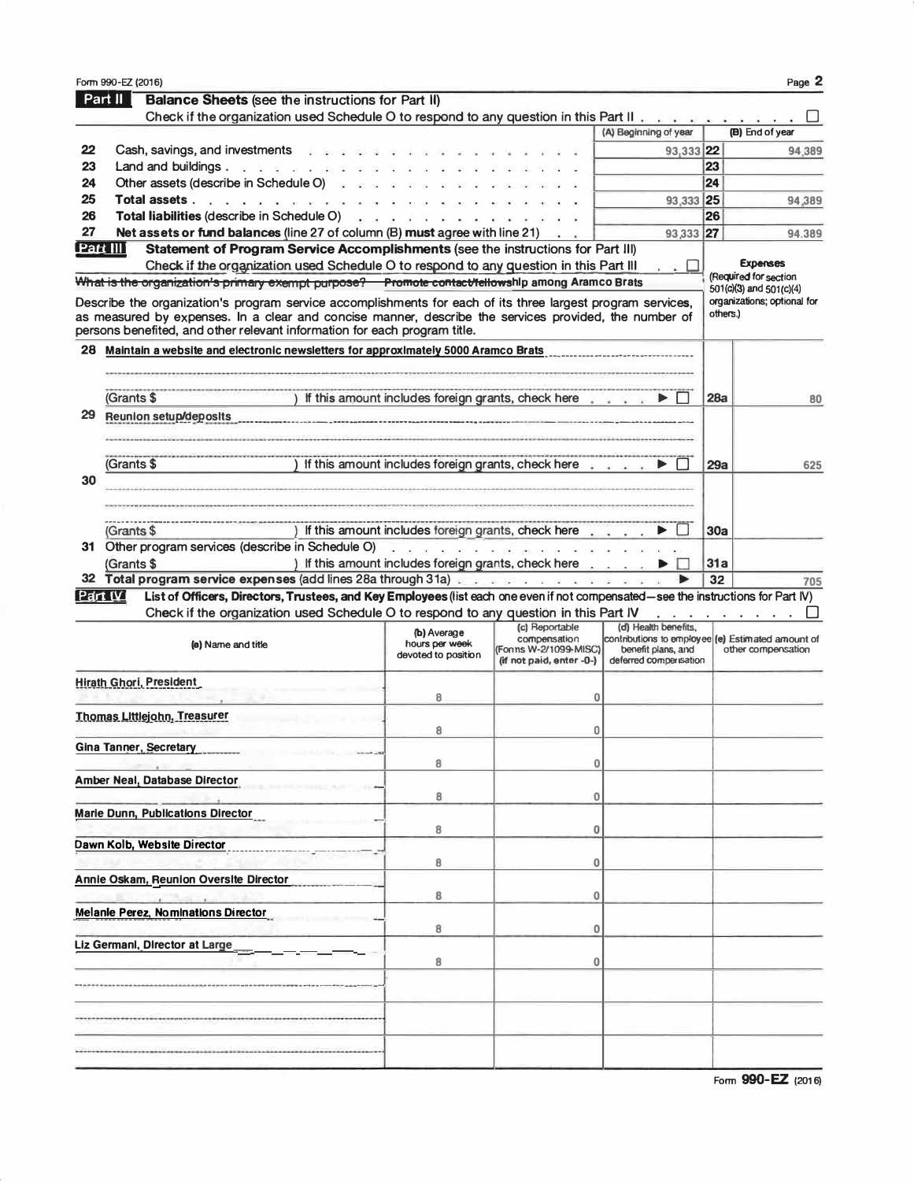Form 990-EZ (2016)

## Part II Balance Sheets (see the instructions for Part II)

Check if the organization used Schedule O to respond to any question in this Part II . . . . . . . . . . . ☐

| | | (A) Beginning of year | | (B) End of year |
|---|---|---|---|---|
| 22 | Cash, savings, and investments | 93,333 | 22 | 94,389 |
| 23 | Land and buildings | | 23 | |
| 24 | Other assets (describe in Schedule O) | | 24 | |
| 25 | **Total assets** | 93,333 | 25 | 94,389 |
| 26 | **Total liabilities** (describe in Schedule O) | | 26 | |
| 27 | **Net assets or fund balances** (line 27 of column (B) **must** agree with line 21) | 93,333 | 27 | 94,389 |

## Part III Statement of Program Service Accomplishments (see the instructions for Part III)

Check if the organization used Schedule O to respond to any question in this Part III . . ☐

~~What is the organization's primary exempt purpose?~~ ~~Promote contact/fellowship~~ among Aramco Brats

Describe the organization's program service accomplishments for each of its three largest program services, as measured by expenses. In a clear and concise manner, describe the services provided, the number of persons benefited, and other relevant information for each program title.

**Expenses** (Required for section 501(c)(3) and 501(c)(4) organizations; optional for others.)

| | | | |
|---|---|---|---|
| 28 | Maintain a website and electronic newsletters for approximately 5000 Aramco Brats | | |
| | (Grants $ ) If this amount includes foreign grants, check here . . . . ▶ ☐ | 28a | 80 |
| 29 | Reunion setup/deposits | | |
| | (Grants $ ) If this amount includes foreign grants, check here . . . . ▶ ☐ | 29a | 625 |
| 30 | | | |
| | (Grants $ ) If this amount includes foreign grants, check here . . . . ▶ ☐ | 30a | |
| 31 | Other program services (describe in Schedule O) (Grants $ ) If this amount includes foreign grants, check here . . . . ▶ ☐ | 31a | |
| 32 | **Total program service expenses** (add lines 28a through 31a) . . . ▶ | 32 | 705 |

## Part IV List of Officers, Directors, Trustees, and Key Employees (list each one even if not compensated—see the instructions for Part IV)

Check if the organization used Schedule O to respond to any question in this Part IV . . . . . . . . . . ☐

| (a) Name and title | (b) Average hours per week devoted to position | (c) Reportable compensation (Forms W-2/1099-MISC) (if not paid, enter -0-) | (d) Health benefits, contributions to employee benefit plans, and deferred compensation | (e) Estimated amount of other compensation |
|---|---|---|---|---|
| Hirath Ghori, President | 8 | 0 | | |
| Thomas Littlejohn, Treasurer | 8 | 0 | | |
| Gina Tanner, Secretary | 8 | 0 | | |
| Amber Neal, Database Director | 8 | 0 | | |
| Marie Dunn, Publications Director | 8 | 0 | | |
| Dawn Kolb, Website Director | 8 | 0 | | |
| Annie Oskam, Reunion Oversite Director | 8 | 0 | | |
| Melanie Perez, Nominations Director | 8 | 0 | | |
| Liz Germani, Director at Large | 8 | 0 | | |
| | | | | |
| | | | | |
| | | | | |

Form **990-EZ** (2016)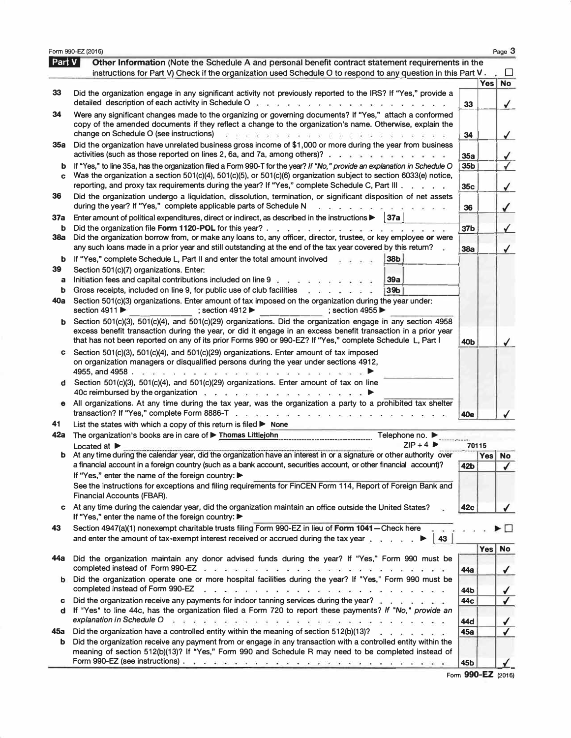## Part V Other Information

(Note the Schedule A and personal benefit contract statement requirements in the instructions for Part V) Check if the organization used Schedule O to respond to any question in this Part V . . ☐

| | | Line | Yes | No |
|---|---|---|---|---|
| 33 | Did the organization engage in any significant activity not previously reported to the IRS? If "Yes," provide a detailed description of each activity in Schedule O | 33 | | ✓ |
| 34 | Were any significant changes made to the organizing or governing documents? If "Yes," attach a conformed copy of the amended documents if they reflect a change to the organization's name. Otherwise, explain the change on Schedule O (see instructions) | 34 | | ✓ |
| 35a | Did the organization have unrelated business gross income of $1,000 or more during the year from business activities (such as those reported on lines 2, 6a, and 7a, among others)? | 35a | | ✓ |
| b | If "Yes," to line 35a, has the organization filed a Form 990-T for the year? *If "No," provide an explanation in Schedule O* | 35b | | ✓ |
| c | Was the organization a section 501(c)(4), 501(c)(5), or 501(c)(6) organization subject to section 6033(e) notice, reporting, and proxy tax requirements during the year? If "Yes," complete Schedule C, Part III | 35c | | ✓ |
| 36 | Did the organization undergo a liquidation, dissolution, termination, or significant disposition of net assets during the year? If "Yes," complete applicable parts of Schedule N | 36 | | ✓ |
| 37a | Enter amount of political expenditures, direct or indirect, as described in the instructions ▶ 37a | | | |
| b | Did the organization file **Form 1120-POL** for this year? | 37b | | ✓ |
| 38a | Did the organization borrow from, or make any loans to, any officer, director, trustee, or key employee **or** were any such loans made in a prior year and still outstanding at the end of the tax year covered by this return? | 38a | | ✓ |
| b | If "Yes," complete Schedule L, Part II and enter the total amount involved ▶ 38b | | | |
| 39 | Section 501(c)(7) organizations. Enter: | | | |
| a | Initiation fees and capital contributions included on line 9 ▶ 39a | | | |
| b | Gross receipts, included on line 9, for public use of club facilities ▶ 39b | | | |
| 40a | Section 501(c)(3) organizations. Enter amount of tax imposed on the organization during the year under: section 4911 ▶ ; section 4912 ▶ ; section 4955 ▶ | | | |
| b | Section 501(c)(3), 501(c)(4), and 501(c)(29) organizations. Did the organization engage in any section 4958 excess benefit transaction during the year, or did it engage in an excess benefit transaction in a prior year that has not been reported on any of its prior Forms 990 or 990-EZ? If "Yes," complete Schedule L, Part I | 40b | | ✓ |
| c | Section 501(c)(3), 501(c)(4), and 501(c)(29) organizations. Enter amount of tax imposed on organization managers or disqualified persons during the year under sections 4912, 4955, and 4958 ▶ | | | |
| d | Section 501(c)(3), 501(c)(4), and 501(c)(29) organizations. Enter amount of tax on line 40c reimbursed by the organization ▶ | | | |
| e | All organizations. At any time during the tax year, was the organization a party to a prohibited tax shelter transaction? If "Yes," complete Form 8886-T | 40e | | ✓ |

**41** List the states with which a copy of this return is filed ▶ None

**42a** The organization's books are in care of ▶ Thomas Littlejohn Telephone no. ▶

Located at ▶ ZIP + 4 ▶ 70115

| | | Line | Yes | No |
|---|---|---|---|---|
| b | At any time during the calendar year, did the organization have an interest in or a signature or other authority over a financial account in a foreign country (such as a bank account, securities account, or other financial account)? If "Yes," enter the name of the foreign country: ▶ See the instructions for exceptions and filing requirements for FinCEN Form 114, Report of Foreign Bank and Financial Accounts (FBAR). | 42b | | ✓ |
| c | At any time during the calendar year, did the organization maintain an office outside the United States? If "Yes," enter the name of the foreign country: ▶ | 42c | | ✓ |

**43** Section 4947(a)(1) nonexempt charitable trusts filing Form 990-EZ in lieu of **Form 1041**—Check here ▶ ☐ and enter the amount of tax-exempt interest received or accrued during the tax year ▶ 43

| | | Line | Yes | No |
|---|---|---|---|---|
| 44a | Did the organization maintain any donor advised funds during the year? If "Yes," Form 990 must be completed instead of Form 990-EZ | 44a | | ✓ |
| b | Did the organization operate one or more hospital facilities during the year? If "Yes," Form 990 must be completed instead of Form 990-EZ | 44b | | ✓ |
| c | Did the organization receive any payments for indoor tanning services during the year? | 44c | | ✓ |
| d | If "Yes" to line 44c, has the organization filed a Form 720 to report these payments? *If "No," provide an explanation in Schedule O* | 44d | | ✓ |
| 45a | Did the organization have a controlled entity within the meaning of section 512(b)(13)? | 45a | | ✓ |
| b | Did the organization receive any payment from or engage in any transaction with a controlled entity within the meaning of section 512(b)(13)? If "Yes," Form 990 and Schedule R may need to be completed instead of Form 990-EZ (see instructions) | 45b | | ✓ |

Form **990-EZ** (2016)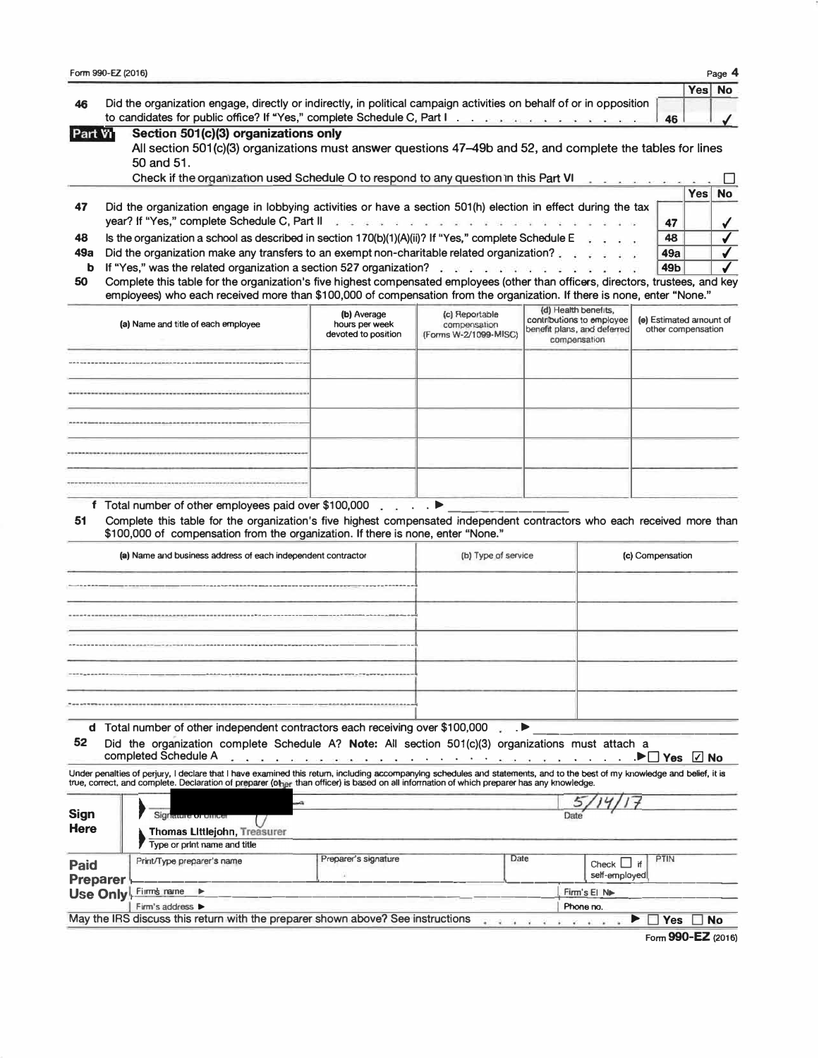Form 990-EZ (2016)

| | | | Yes | No |
|---|---|---|---|---|
| 46 | Did the organization engage, directly or indirectly, in political campaign activities on behalf of or in opposition to candidates for public office? If "Yes," complete Schedule C, Part I | 46 | | ✓ |

## Part VI — Section 501(c)(3) organizations only

All section 501(c)(3) organizations must answer questions 47–49b and 52, and complete the tables for lines 50 and 51.

Check if the organization used Schedule O to respond to any question in this Part VI ☐

| | | | Yes | No |
|---|---|---|---|---|
| 47 | Did the organization engage in lobbying activities or have a section 501(h) election in effect during the tax year? If "Yes," complete Schedule C, Part II | 47 | | ✓ |
| 48 | Is the organization a school as described in section 170(b)(1)(A)(ii)? If "Yes," complete Schedule E | 48 | | ✓ |
| 49a | Did the organization make any transfers to an exempt non-charitable related organization? | 49a | | ✓ |
| b | If "Yes," was the related organization a section 527 organization? | 49b | | ✓ |

**50** Complete this table for the organization's five highest compensated employees (other than officers, directors, trustees, and key employees) who each received more than $100,000 of compensation from the organization. If there is none, enter "None."

| (a) Name and title of each employee | (b) Average hours per week devoted to position | (c) Reportable compensation (Forms W-2/1099-MISC) | (d) Health benefits, contributions to employee benefit plans, and deferred compensation | (e) Estimated amount of other compensation |
|---|---|---|---|---|
| | | | | |
| | | | | |
| | | | | |
| | | | | |
| | | | | |

**f** Total number of other employees paid over $100,000 ▶

**51** Complete this table for the organization's five highest compensated independent contractors who each received more than $100,000 of compensation from the organization. If there is none, enter "None."

| (a) Name and business address of each independent contractor | (b) Type of service | (c) Compensation |
|---|---|---|
| | | |
| | | |
| | | |
| | | |
| | | |

**d** Total number of other independent contractors each receiving over $100,000 ▶

**52** Did the organization complete Schedule A? **Note:** All section 501(c)(3) organizations must attach a completed Schedule A ▶ ☐ Yes ☑ No

Under penalties of perjury, I declare that I have examined this return, including accompanying schedules and statements, and to the best of my knowledge and belief, it is true, correct, and complete. Declaration of preparer (other than officer) is based on all information of which preparer has any knowledge.

**Sign Here**

Signature of officer: [redacted] — Date: 5/14/17

Thomas Littlejohn, Treasurer
Type or print name and title

**Paid Preparer Use Only**

| Print/Type preparer's name | Preparer's signature | Date | Check ☐ if self-employed | PTIN |
|---|---|---|---|---|
| | | | | |

Firm's name ▶ — Firm's EIN ▶

Firm's address ▶ — Phone no.

May the IRS discuss this return with the preparer shown above? See instructions ▶ ☐ Yes ☐ No

Form **990-EZ** (2016)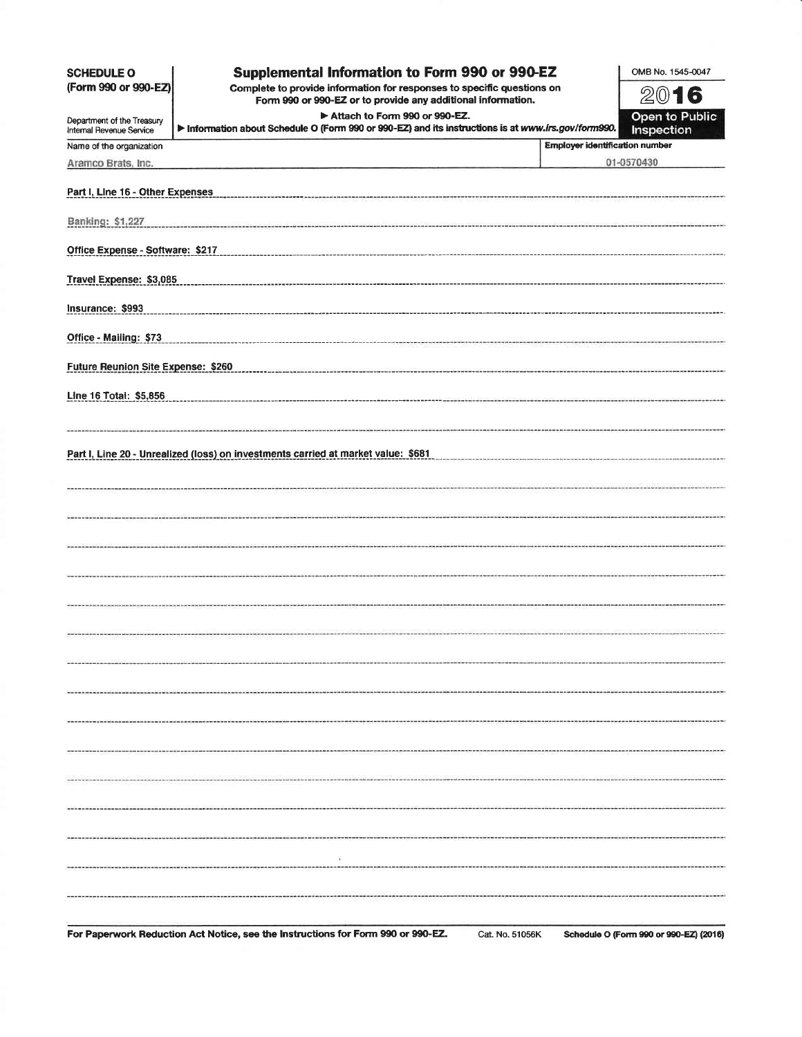**SCHEDULE O**
**(Form 990 or 990-EZ)**

Department of the Treasury
Internal Revenue Service

# Supplemental Information to Form 990 or 990-EZ

**Complete to provide information for responses to specific questions on Form 990 or 990-EZ or to provide any additional information.**

▶ Attach to Form 990 or 990-EZ.

▶ Information about Schedule O (Form 990 or 990-EZ) and its instructions is at *www.irs.gov/form990.*

OMB No. 1545-0047

**2016**

**Open to Public Inspection**

| Name of the organization | Employer identification number |
|---|---|
| Aramco Brats, Inc. | 01-0570430 |

Part I, Line 16 - Other Expenses

Banking: $1,227

Office Expense - Software: $217

Travel Expense: $3,085

Insurance: $993

Office - Mailing: $73

Future Reunion Site Expense: $260

Line 16 Total: $5,856

Part I, Line 20 - Unrealized (loss) on investments carried at market value: $681

**For Paperwork Reduction Act Notice, see the Instructions for Form 990 or 990-EZ.** Cat. No. 51056K **Schedule O (Form 990 or 990-EZ) (2016)**